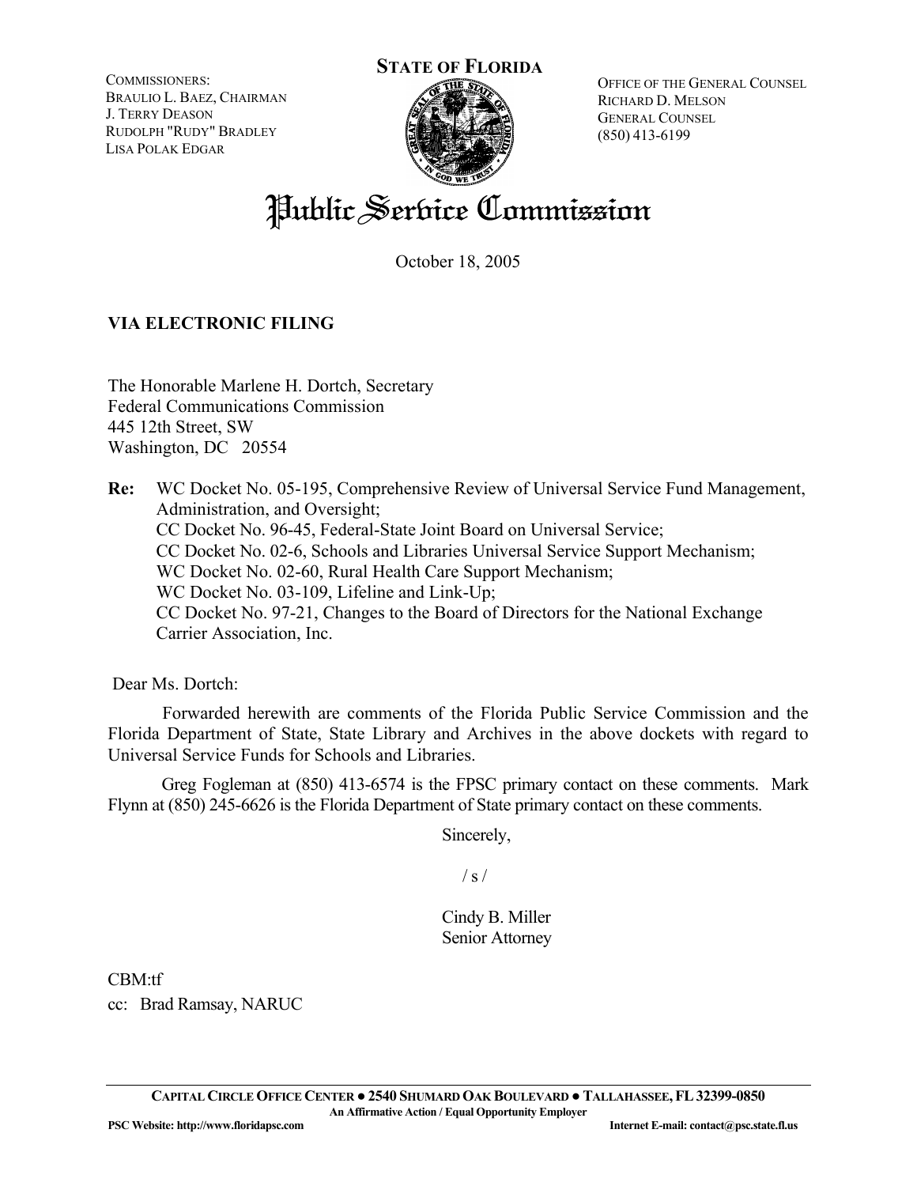COMMISSIONERS:
BRAULIO L. BAEZ, CHAIRMAN
J. TERRY DEASON
RUDOLPH "RUDY" BRADLEY
LISA POLAK EDGAR

**STATE OF FLORIDA**

OFFICE OF THE GENERAL COUNSEL
RICHARD D. MELSON
GENERAL COUNSEL
(850) 413-6199

# Public Service Commission

October 18, 2005

**VIA ELECTRONIC FILING**

The Honorable Marlene H. Dortch, Secretary
Federal Communications Commission
445 12th Street, SW
Washington, DC 20554

**Re:** WC Docket No. 05-195, Comprehensive Review of Universal Service Fund Management, Administration, and Oversight;
CC Docket No. 96-45, Federal-State Joint Board on Universal Service;
CC Docket No. 02-6, Schools and Libraries Universal Service Support Mechanism;
WC Docket No. 02-60, Rural Health Care Support Mechanism;
WC Docket No. 03-109, Lifeline and Link-Up;
CC Docket No. 97-21, Changes to the Board of Directors for the National Exchange Carrier Association, Inc.

Dear Ms. Dortch:

Forwarded herewith are comments of the Florida Public Service Commission and the Florida Department of State, State Library and Archives in the above dockets with regard to Universal Service Funds for Schools and Libraries.

Greg Fogleman at (850) 413-6574 is the FPSC primary contact on these comments. Mark Flynn at (850) 245-6626 is the Florida Department of State primary contact on these comments.

Sincerely,

/ s /

Cindy B. Miller
Senior Attorney

CBM:tf
cc: Brad Ramsay, NARUC

**CAPITAL CIRCLE OFFICE CENTER ● 2540 SHUMARD OAK BOULEVARD ● TALLAHASSEE, FL 32399-0850**
**An Affirmative Action / Equal Opportunity Employer**
**PSC Website: http://www.floridapsc.com** **Internet E-mail: contact@psc.state.fl.us**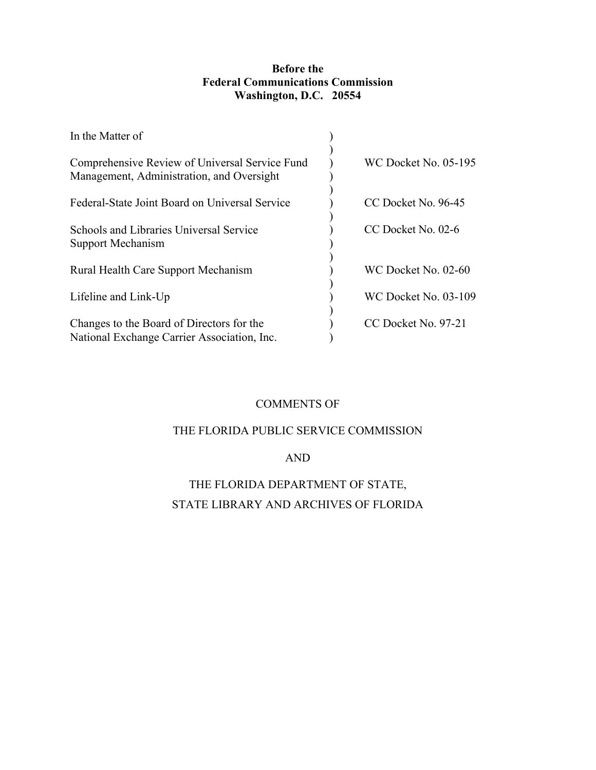**Before the**
**Federal Communications Commission**
**Washington, D.C. 20554**

| In the Matter of | ) | |
|---|---|---|
| | ) | |
| Comprehensive Review of Universal Service Fund Management, Administration, and Oversight | ) | WC Docket No. 05-195 |
| | ) | |
| Federal-State Joint Board on Universal Service | ) | CC Docket No. 96-45 |
| | ) | |
| Schools and Libraries Universal Service Support Mechanism | ) | CC Docket No. 02-6 |
| | ) | |
| Rural Health Care Support Mechanism | ) | WC Docket No. 02-60 |
| | ) | |
| Lifeline and Link-Up | ) | WC Docket No. 03-109 |
| | ) | |
| Changes to the Board of Directors for the National Exchange Carrier Association, Inc. | ) | CC Docket No. 97-21 |

COMMENTS OF

THE FLORIDA PUBLIC SERVICE COMMISSION

AND

THE FLORIDA DEPARTMENT OF STATE,
STATE LIBRARY AND ARCHIVES OF FLORIDA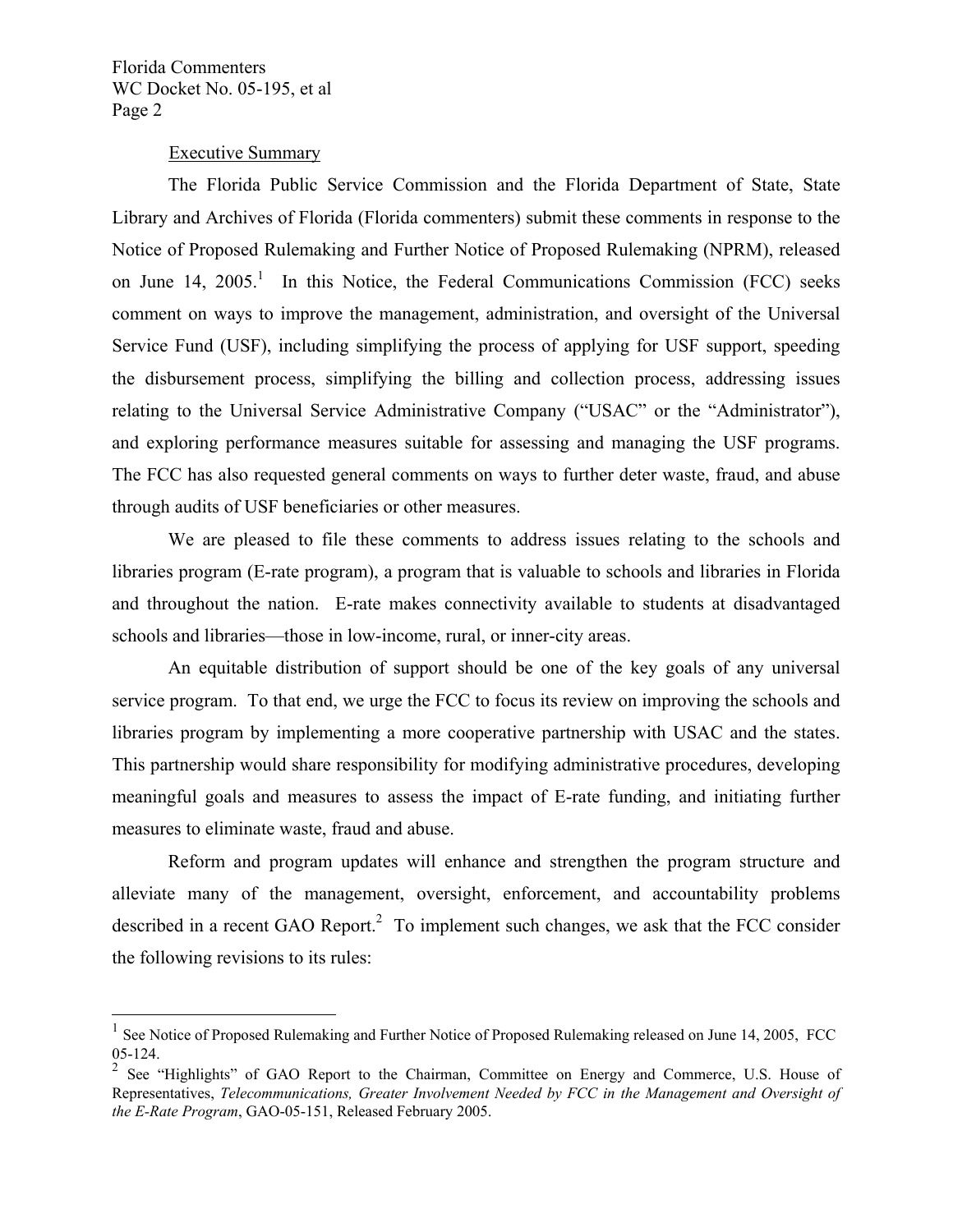Executive Summary

The Florida Public Service Commission and the Florida Department of State, State Library and Archives of Florida (Florida commenters) submit these comments in response to the Notice of Proposed Rulemaking and Further Notice of Proposed Rulemaking (NPRM), released on June 14, 2005.[1] In this Notice, the Federal Communications Commission (FCC) seeks comment on ways to improve the management, administration, and oversight of the Universal Service Fund (USF), including simplifying the process of applying for USF support, speeding the disbursement process, simplifying the billing and collection process, addressing issues relating to the Universal Service Administrative Company ("USAC" or the "Administrator"), and exploring performance measures suitable for assessing and managing the USF programs. The FCC has also requested general comments on ways to further deter waste, fraud, and abuse through audits of USF beneficiaries or other measures.

We are pleased to file these comments to address issues relating to the schools and libraries program (E-rate program), a program that is valuable to schools and libraries in Florida and throughout the nation. E-rate makes connectivity available to students at disadvantaged schools and libraries—those in low-income, rural, or inner-city areas.

An equitable distribution of support should be one of the key goals of any universal service program. To that end, we urge the FCC to focus its review on improving the schools and libraries program by implementing a more cooperative partnership with USAC and the states. This partnership would share responsibility for modifying administrative procedures, developing meaningful goals and measures to assess the impact of E-rate funding, and initiating further measures to eliminate waste, fraud and abuse.

Reform and program updates will enhance and strengthen the program structure and alleviate many of the management, oversight, enforcement, and accountability problems described in a recent GAO Report.[2] To implement such changes, we ask that the FCC consider the following revisions to its rules:

---

[1] See Notice of Proposed Rulemaking and Further Notice of Proposed Rulemaking released on June 14, 2005, FCC 05-124.

[2] See "Highlights" of GAO Report to the Chairman, Committee on Energy and Commerce, U.S. House of Representatives, *Telecommunications, Greater Involvement Needed by FCC in the Management and Oversight of the E-Rate Program*, GAO-05-151, Released February 2005.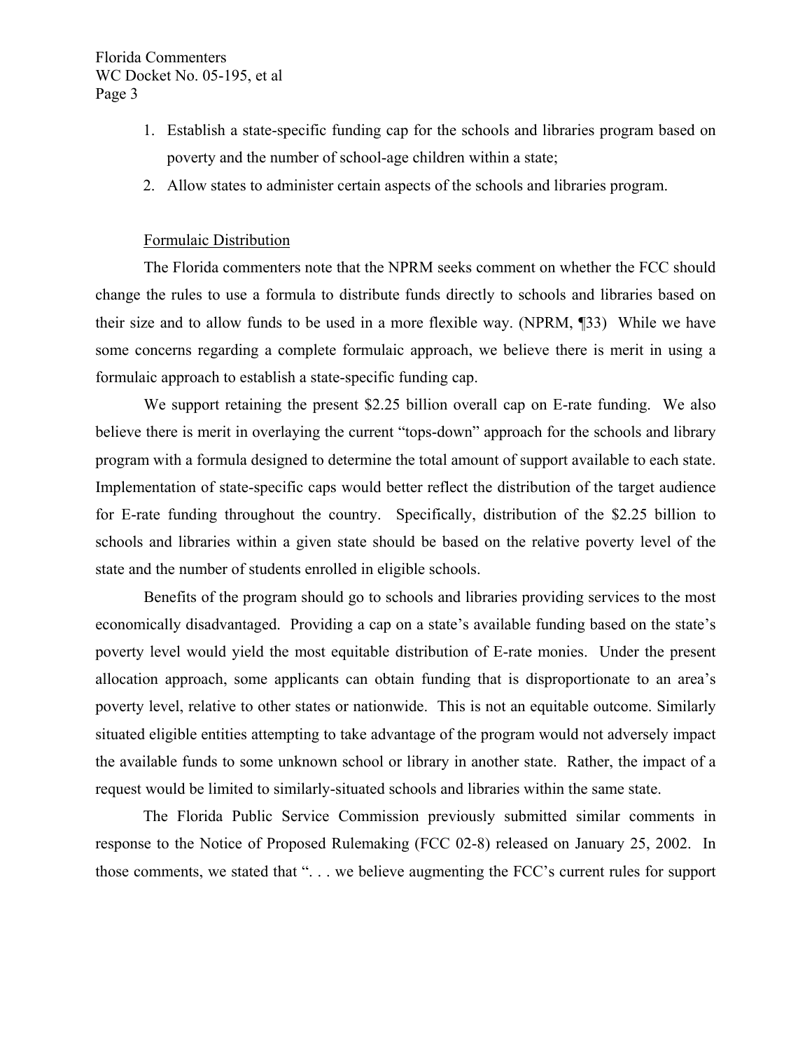1. Establish a state-specific funding cap for the schools and libraries program based on poverty and the number of school-age children within a state;
2. Allow states to administer certain aspects of the schools and libraries program.

Formulaic Distribution

The Florida commenters note that the NPRM seeks comment on whether the FCC should change the rules to use a formula to distribute funds directly to schools and libraries based on their size and to allow funds to be used in a more flexible way. (NPRM, ¶33) While we have some concerns regarding a complete formulaic approach, we believe there is merit in using a formulaic approach to establish a state-specific funding cap.

We support retaining the present $2.25 billion overall cap on E-rate funding. We also believe there is merit in overlaying the current "tops-down" approach for the schools and library program with a formula designed to determine the total amount of support available to each state. Implementation of state-specific caps would better reflect the distribution of the target audience for E-rate funding throughout the country. Specifically, distribution of the $2.25 billion to schools and libraries within a given state should be based on the relative poverty level of the state and the number of students enrolled in eligible schools.

Benefits of the program should go to schools and libraries providing services to the most economically disadvantaged. Providing a cap on a state's available funding based on the state's poverty level would yield the most equitable distribution of E-rate monies. Under the present allocation approach, some applicants can obtain funding that is disproportionate to an area's poverty level, relative to other states or nationwide. This is not an equitable outcome. Similarly situated eligible entities attempting to take advantage of the program would not adversely impact the available funds to some unknown school or library in another state. Rather, the impact of a request would be limited to similarly-situated schools and libraries within the same state.

The Florida Public Service Commission previously submitted similar comments in response to the Notice of Proposed Rulemaking (FCC 02-8) released on January 25, 2002. In those comments, we stated that ". . . we believe augmenting the FCC's current rules for support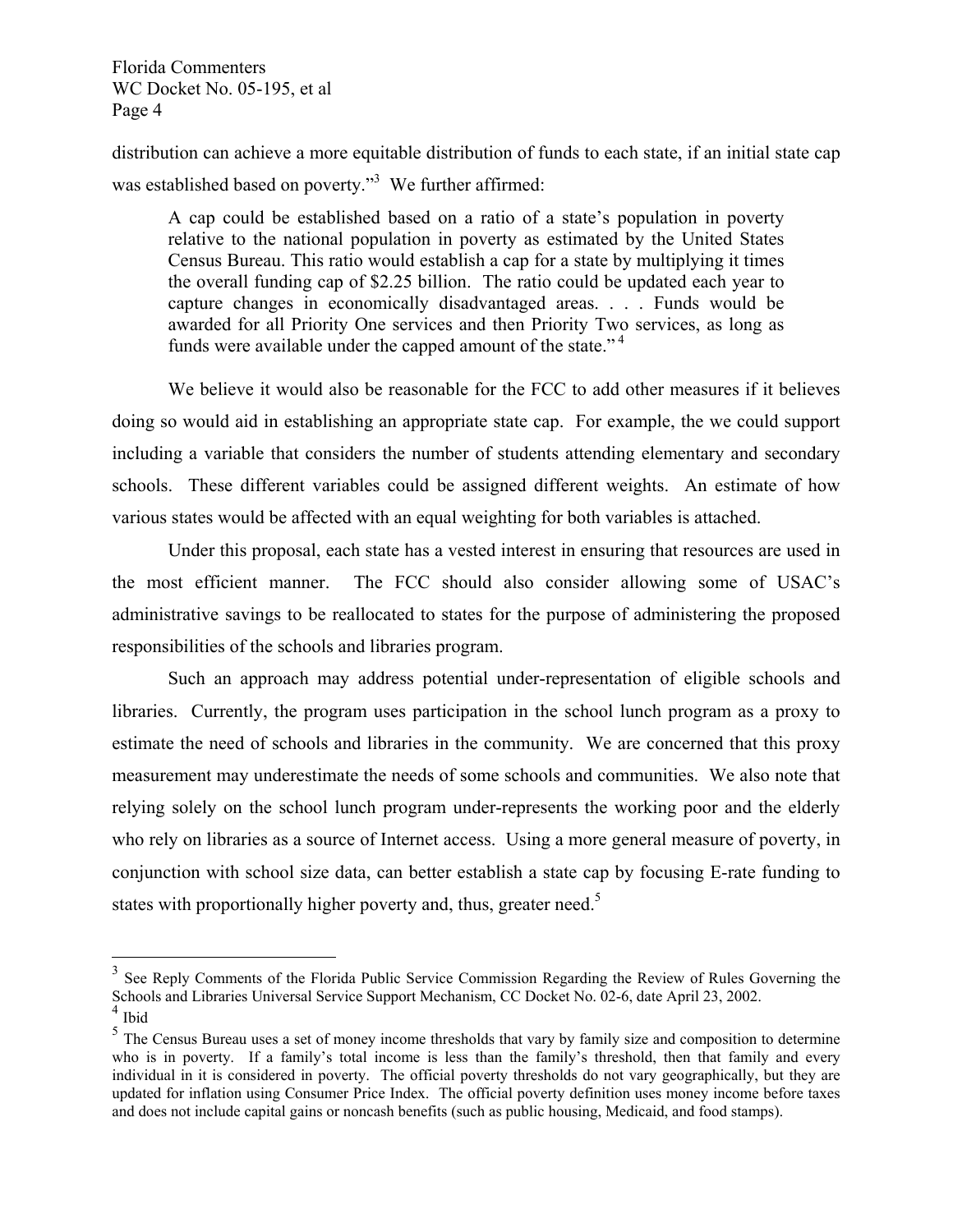distribution can achieve a more equitable distribution of funds to each state, if an initial state cap was established based on poverty."[3] We further affirmed:

> A cap could be established based on a ratio of a state's population in poverty relative to the national population in poverty as estimated by the United States Census Bureau. This ratio would establish a cap for a state by multiplying it times the overall funding cap of $2.25 billion. The ratio could be updated each year to capture changes in economically disadvantaged areas. . . . Funds would be awarded for all Priority One services and then Priority Two services, as long as funds were available under the capped amount of the state."[4]

We believe it would also be reasonable for the FCC to add other measures if it believes doing so would aid in establishing an appropriate state cap. For example, the we could support including a variable that considers the number of students attending elementary and secondary schools. These different variables could be assigned different weights. An estimate of how various states would be affected with an equal weighting for both variables is attached.

Under this proposal, each state has a vested interest in ensuring that resources are used in the most efficient manner. The FCC should also consider allowing some of USAC's administrative savings to be reallocated to states for the purpose of administering the proposed responsibilities of the schools and libraries program.

Such an approach may address potential under-representation of eligible schools and libraries. Currently, the program uses participation in the school lunch program as a proxy to estimate the need of schools and libraries in the community. We are concerned that this proxy measurement may underestimate the needs of some schools and communities. We also note that relying solely on the school lunch program under-represents the working poor and the elderly who rely on libraries as a source of Internet access. Using a more general measure of poverty, in conjunction with school size data, can better establish a state cap by focusing E-rate funding to states with proportionally higher poverty and, thus, greater need.[5]

---

[3] See Reply Comments of the Florida Public Service Commission Regarding the Review of Rules Governing the Schools and Libraries Universal Service Support Mechanism, CC Docket No. 02-6, date April 23, 2002.

[4] Ibid

[5] The Census Bureau uses a set of money income thresholds that vary by family size and composition to determine who is in poverty. If a family's total income is less than the family's threshold, then that family and every individual in it is considered in poverty. The official poverty thresholds do not vary geographically, but they are updated for inflation using Consumer Price Index. The official poverty definition uses money income before taxes and does not include capital gains or noncash benefits (such as public housing, Medicaid, and food stamps).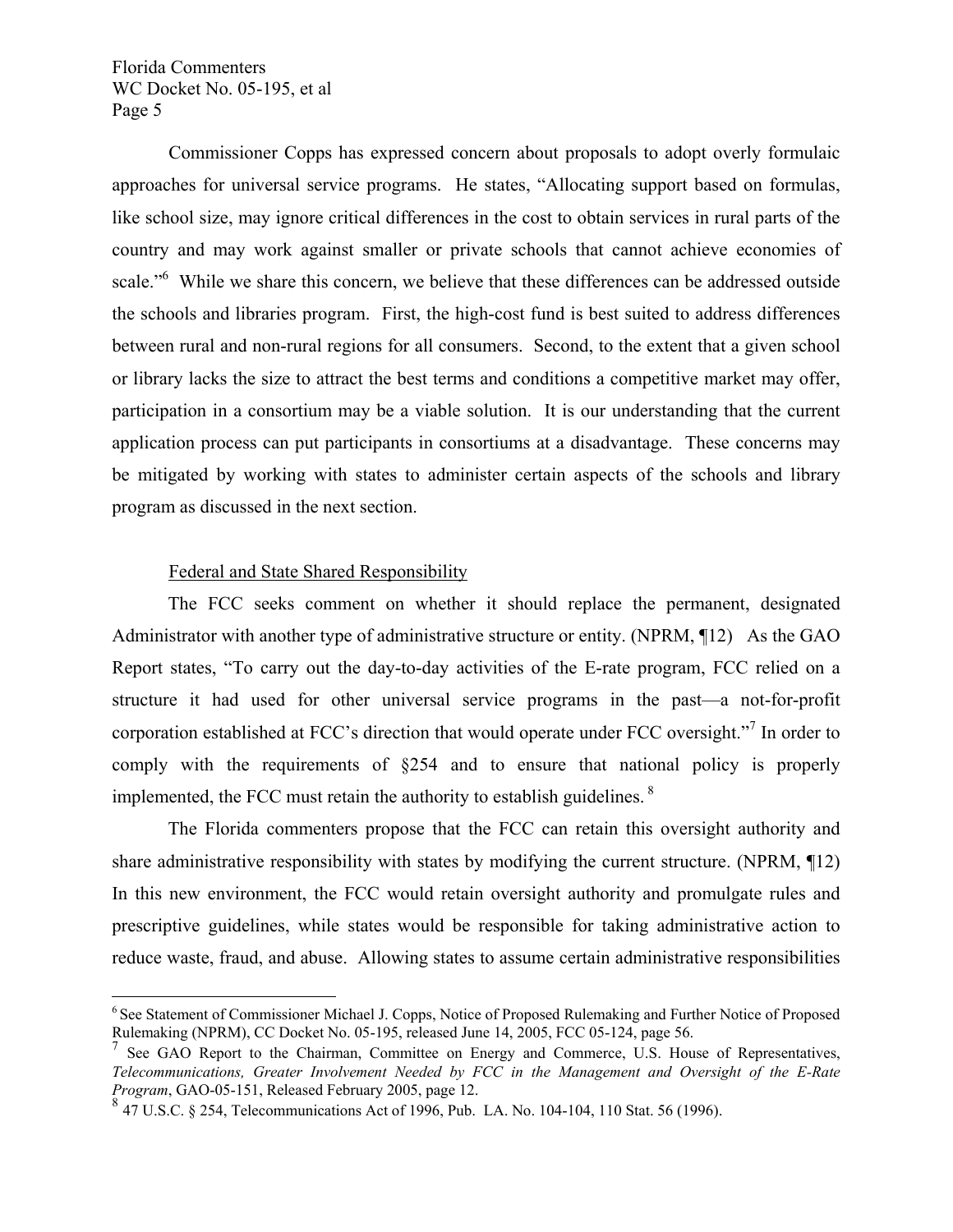Commissioner Copps has expressed concern about proposals to adopt overly formulaic approaches for universal service programs. He states, "Allocating support based on formulas, like school size, may ignore critical differences in the cost to obtain services in rural parts of the country and may work against smaller or private schools that cannot achieve economies of scale."[6] While we share this concern, we believe that these differences can be addressed outside the schools and libraries program. First, the high-cost fund is best suited to address differences between rural and non-rural regions for all consumers. Second, to the extent that a given school or library lacks the size to attract the best terms and conditions a competitive market may offer, participation in a consortium may be a viable solution. It is our understanding that the current application process can put participants in consortiums at a disadvantage. These concerns may be mitigated by working with states to administer certain aspects of the schools and library program as discussed in the next section.

Federal and State Shared Responsibility

The FCC seeks comment on whether it should replace the permanent, designated Administrator with another type of administrative structure or entity. (NPRM, ¶12) As the GAO Report states, "To carry out the day-to-day activities of the E-rate program, FCC relied on a structure it had used for other universal service programs in the past—a not-for-profit corporation established at FCC's direction that would operate under FCC oversight."[7] In order to comply with the requirements of §254 and to ensure that national policy is properly implemented, the FCC must retain the authority to establish guidelines.[8]

The Florida commenters propose that the FCC can retain this oversight authority and share administrative responsibility with states by modifying the current structure. (NPRM, ¶12) In this new environment, the FCC would retain oversight authority and promulgate rules and prescriptive guidelines, while states would be responsible for taking administrative action to reduce waste, fraud, and abuse. Allowing states to assume certain administrative responsibilities

---

[6] See Statement of Commissioner Michael J. Copps, Notice of Proposed Rulemaking and Further Notice of Proposed Rulemaking (NPRM), CC Docket No. 05-195, released June 14, 2005, FCC 05-124, page 56.

[7] See GAO Report to the Chairman, Committee on Energy and Commerce, U.S. House of Representatives, *Telecommunications, Greater Involvement Needed by FCC in the Management and Oversight of the E-Rate Program*, GAO-05-151, Released February 2005, page 12.

[8] 47 U.S.C. § 254, Telecommunications Act of 1996, Pub. LA. No. 104-104, 110 Stat. 56 (1996).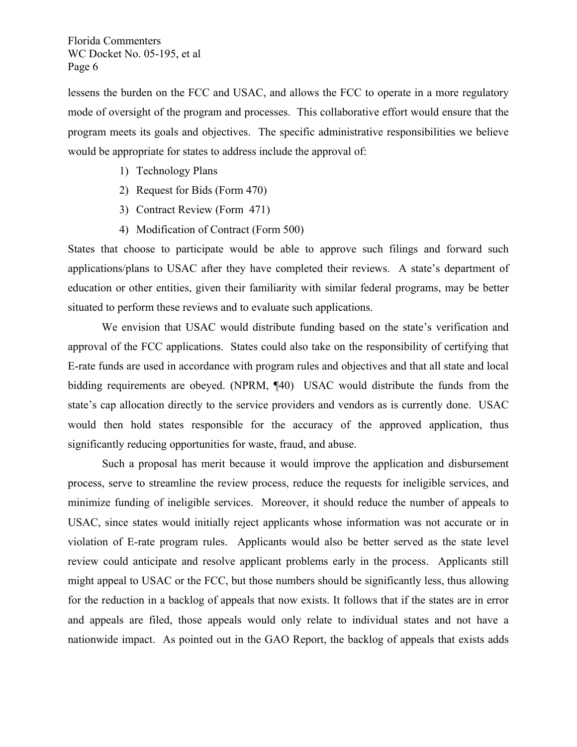lessens the burden on the FCC and USAC, and allows the FCC to operate in a more regulatory mode of oversight of the program and processes. This collaborative effort would ensure that the program meets its goals and objectives. The specific administrative responsibilities we believe would be appropriate for states to address include the approval of:

1) Technology Plans
2) Request for Bids (Form 470)
3) Contract Review (Form 471)
4) Modification of Contract (Form 500)

States that choose to participate would be able to approve such filings and forward such applications/plans to USAC after they have completed their reviews. A state's department of education or other entities, given their familiarity with similar federal programs, may be better situated to perform these reviews and to evaluate such applications.

We envision that USAC would distribute funding based on the state's verification and approval of the FCC applications. States could also take on the responsibility of certifying that E-rate funds are used in accordance with program rules and objectives and that all state and local bidding requirements are obeyed. (NPRM, ¶40) USAC would distribute the funds from the state's cap allocation directly to the service providers and vendors as is currently done. USAC would then hold states responsible for the accuracy of the approved application, thus significantly reducing opportunities for waste, fraud, and abuse.

Such a proposal has merit because it would improve the application and disbursement process, serve to streamline the review process, reduce the requests for ineligible services, and minimize funding of ineligible services. Moreover, it should reduce the number of appeals to USAC, since states would initially reject applicants whose information was not accurate or in violation of E-rate program rules. Applicants would also be better served as the state level review could anticipate and resolve applicant problems early in the process. Applicants still might appeal to USAC or the FCC, but those numbers should be significantly less, thus allowing for the reduction in a backlog of appeals that now exists. It follows that if the states are in error and appeals are filed, those appeals would only relate to individual states and not have a nationwide impact. As pointed out in the GAO Report, the backlog of appeals that exists adds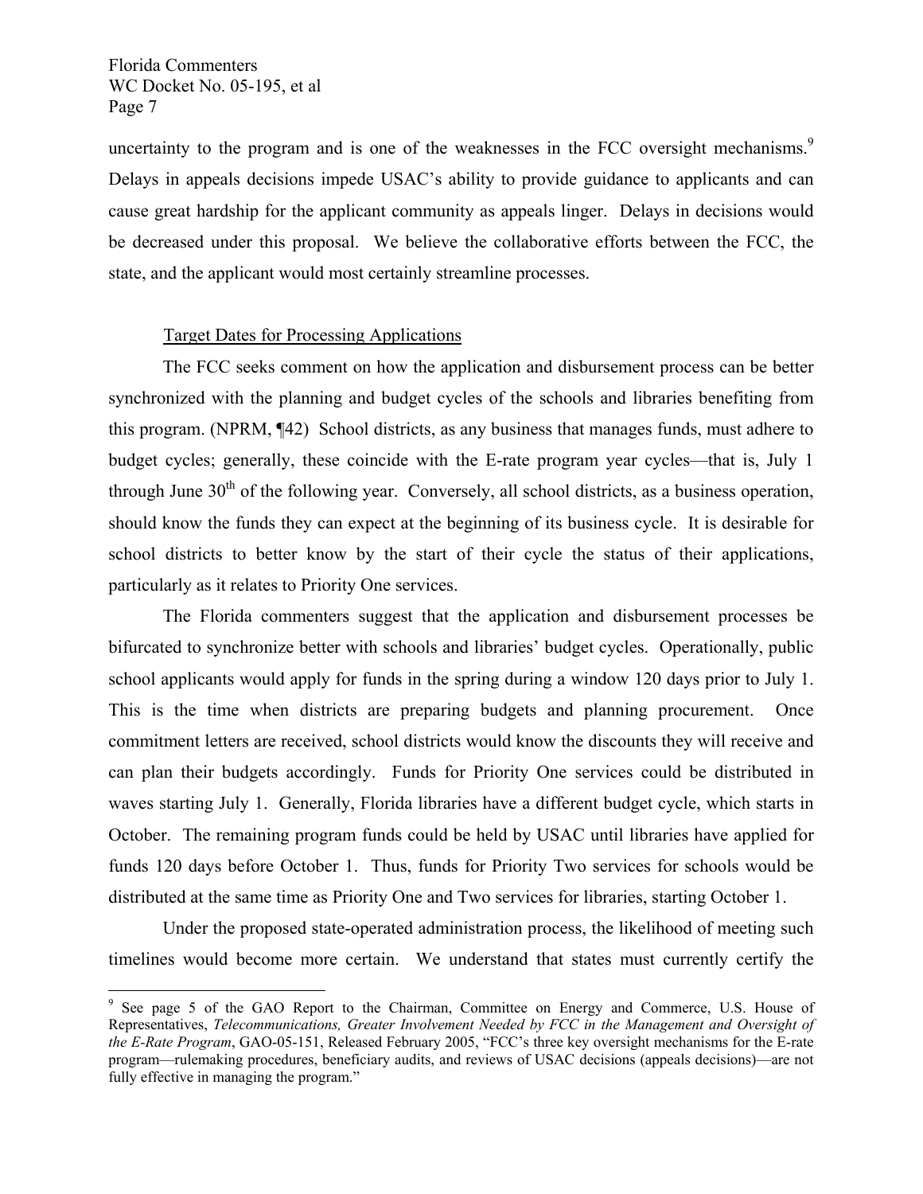uncertainty to the program and is one of the weaknesses in the FCC oversight mechanisms.[9] Delays in appeals decisions impede USAC's ability to provide guidance to applicants and can cause great hardship for the applicant community as appeals linger. Delays in decisions would be decreased under this proposal. We believe the collaborative efforts between the FCC, the state, and the applicant would most certainly streamline processes.

Target Dates for Processing Applications

The FCC seeks comment on how the application and disbursement process can be better synchronized with the planning and budget cycles of the schools and libraries benefiting from this program. (NPRM, ¶42) School districts, as any business that manages funds, must adhere to budget cycles; generally, these coincide with the E-rate program year cycles—that is, July 1 through June 30th of the following year. Conversely, all school districts, as a business operation, should know the funds they can expect at the beginning of its business cycle. It is desirable for school districts to better know by the start of their cycle the status of their applications, particularly as it relates to Priority One services.

The Florida commenters suggest that the application and disbursement processes be bifurcated to synchronize better with schools and libraries' budget cycles. Operationally, public school applicants would apply for funds in the spring during a window 120 days prior to July 1. This is the time when districts are preparing budgets and planning procurement. Once commitment letters are received, school districts would know the discounts they will receive and can plan their budgets accordingly. Funds for Priority One services could be distributed in waves starting July 1. Generally, Florida libraries have a different budget cycle, which starts in October. The remaining program funds could be held by USAC until libraries have applied for funds 120 days before October 1. Thus, funds for Priority Two services for schools would be distributed at the same time as Priority One and Two services for libraries, starting October 1.

Under the proposed state-operated administration process, the likelihood of meeting such timelines would become more certain. We understand that states must currently certify the

---

[9] See page 5 of the GAO Report to the Chairman, Committee on Energy and Commerce, U.S. House of Representatives, *Telecommunications, Greater Involvement Needed by FCC in the Management and Oversight of the E-Rate Program*, GAO-05-151, Released February 2005, "FCC's three key oversight mechanisms for the E-rate program—rulemaking procedures, beneficiary audits, and reviews of USAC decisions (appeals decisions)—are not fully effective in managing the program."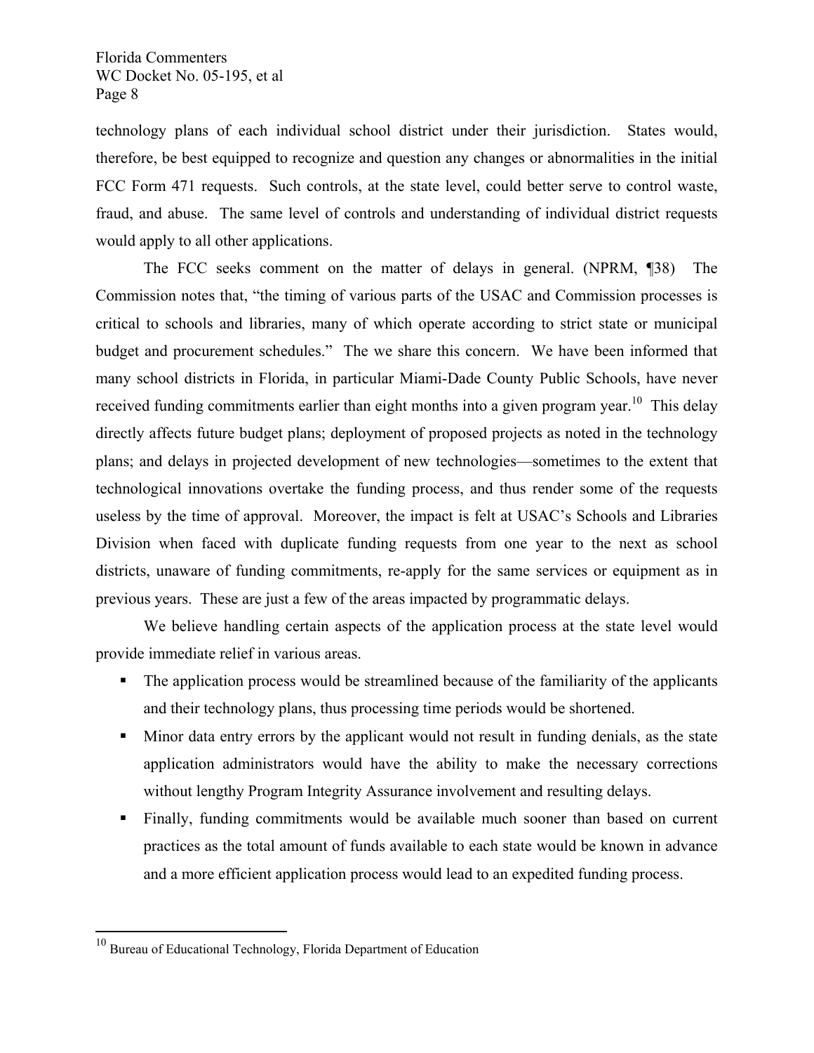technology plans of each individual school district under their jurisdiction. States would, therefore, be best equipped to recognize and question any changes or abnormalities in the initial FCC Form 471 requests. Such controls, at the state level, could better serve to control waste, fraud, and abuse. The same level of controls and understanding of individual district requests would apply to all other applications.

The FCC seeks comment on the matter of delays in general. (NPRM, ¶38) The Commission notes that, "the timing of various parts of the USAC and Commission processes is critical to schools and libraries, many of which operate according to strict state or municipal budget and procurement schedules." The we share this concern. We have been informed that many school districts in Florida, in particular Miami-Dade County Public Schools, have never received funding commitments earlier than eight months into a given program year.[10] This delay directly affects future budget plans; deployment of proposed projects as noted in the technology plans; and delays in projected development of new technologies—sometimes to the extent that technological innovations overtake the funding process, and thus render some of the requests useless by the time of approval. Moreover, the impact is felt at USAC's Schools and Libraries Division when faced with duplicate funding requests from one year to the next as school districts, unaware of funding commitments, re-apply for the same services or equipment as in previous years. These are just a few of the areas impacted by programmatic delays.

We believe handling certain aspects of the application process at the state level would provide immediate relief in various areas.

- The application process would be streamlined because of the familiarity of the applicants and their technology plans, thus processing time periods would be shortened.
- Minor data entry errors by the applicant would not result in funding denials, as the state application administrators would have the ability to make the necessary corrections without lengthy Program Integrity Assurance involvement and resulting delays.
- Finally, funding commitments would be available much sooner than based on current practices as the total amount of funds available to each state would be known in advance and a more efficient application process would lead to an expedited funding process.

---

[10] Bureau of Educational Technology, Florida Department of Education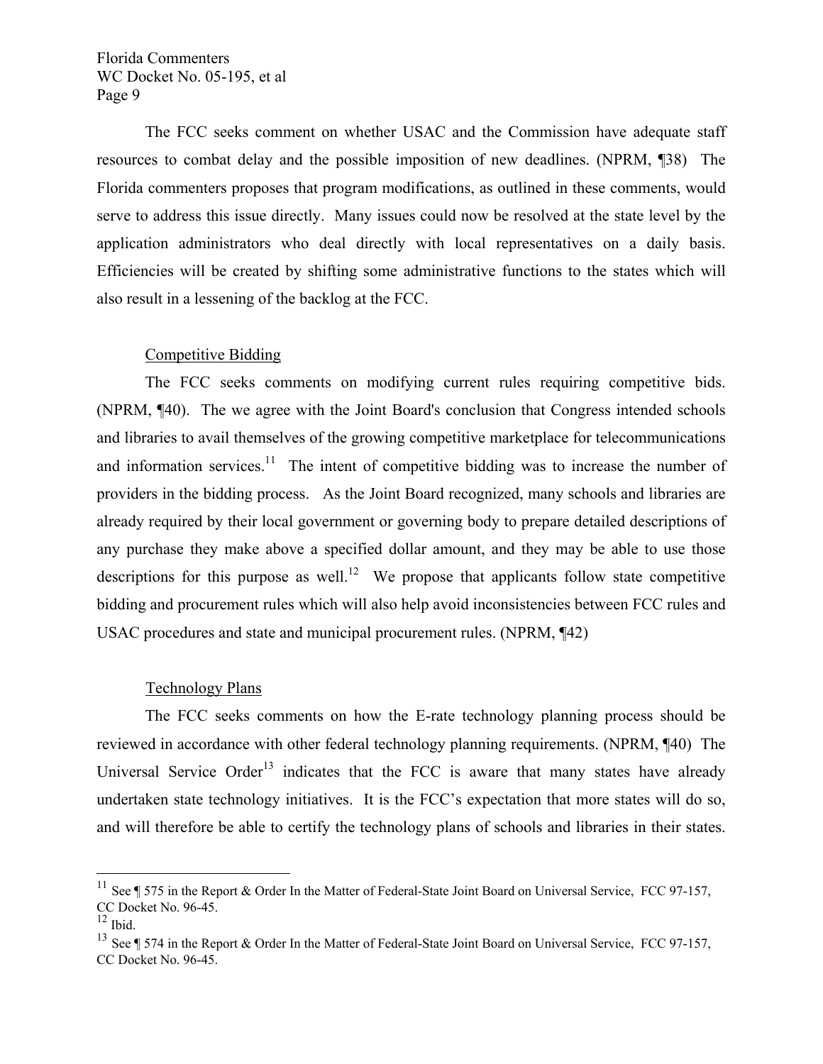The FCC seeks comment on whether USAC and the Commission have adequate staff resources to combat delay and the possible imposition of new deadlines. (NPRM, ¶38) The Florida commenters proposes that program modifications, as outlined in these comments, would serve to address this issue directly. Many issues could now be resolved at the state level by the application administrators who deal directly with local representatives on a daily basis. Efficiencies will be created by shifting some administrative functions to the states which will also result in a lessening of the backlog at the FCC.

Competitive Bidding

The FCC seeks comments on modifying current rules requiring competitive bids. (NPRM, ¶40). The we agree with the Joint Board's conclusion that Congress intended schools and libraries to avail themselves of the growing competitive marketplace for telecommunications and information services.[11] The intent of competitive bidding was to increase the number of providers in the bidding process. As the Joint Board recognized, many schools and libraries are already required by their local government or governing body to prepare detailed descriptions of any purchase they make above a specified dollar amount, and they may be able to use those descriptions for this purpose as well.[12] We propose that applicants follow state competitive bidding and procurement rules which will also help avoid inconsistencies between FCC rules and USAC procedures and state and municipal procurement rules. (NPRM, ¶42)

Technology Plans

The FCC seeks comments on how the E-rate technology planning process should be reviewed in accordance with other federal technology planning requirements. (NPRM, ¶40) The Universal Service Order[13] indicates that the FCC is aware that many states have already undertaken state technology initiatives. It is the FCC's expectation that more states will do so, and will therefore be able to certify the technology plans of schools and libraries in their states.

---

[11] See ¶ 575 in the Report & Order In the Matter of Federal-State Joint Board on Universal Service, FCC 97-157, CC Docket No. 96-45.

[12] Ibid.

[13] See ¶ 574 in the Report & Order In the Matter of Federal-State Joint Board on Universal Service, FCC 97-157, CC Docket No. 96-45.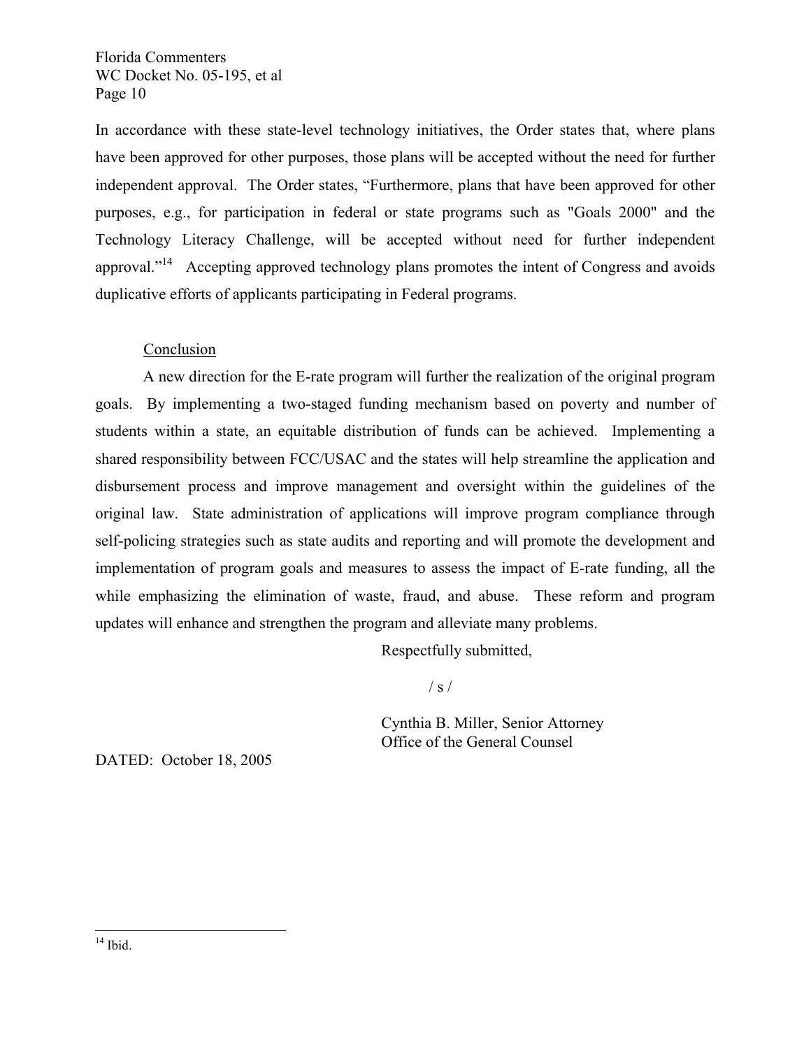In accordance with these state-level technology initiatives, the Order states that, where plans have been approved for other purposes, those plans will be accepted without the need for further independent approval. The Order states, "Furthermore, plans that have been approved for other purposes, e.g., for participation in federal or state programs such as "Goals 2000" and the Technology Literacy Challenge, will be accepted without need for further independent approval."[14] Accepting approved technology plans promotes the intent of Congress and avoids duplicative efforts of applicants participating in Federal programs.

Conclusion

A new direction for the E-rate program will further the realization of the original program goals. By implementing a two-staged funding mechanism based on poverty and number of students within a state, an equitable distribution of funds can be achieved. Implementing a shared responsibility between FCC/USAC and the states will help streamline the application and disbursement process and improve management and oversight within the guidelines of the original law. State administration of applications will improve program compliance through self-policing strategies such as state audits and reporting and will promote the development and implementation of program goals and measures to assess the impact of E-rate funding, all the while emphasizing the elimination of waste, fraud, and abuse. These reform and program updates will enhance and strengthen the program and alleviate many problems.

Respectfully submitted,

/ s /

Cynthia B. Miller, Senior Attorney
Office of the General Counsel

DATED: October 18, 2005

---

[14] Ibid.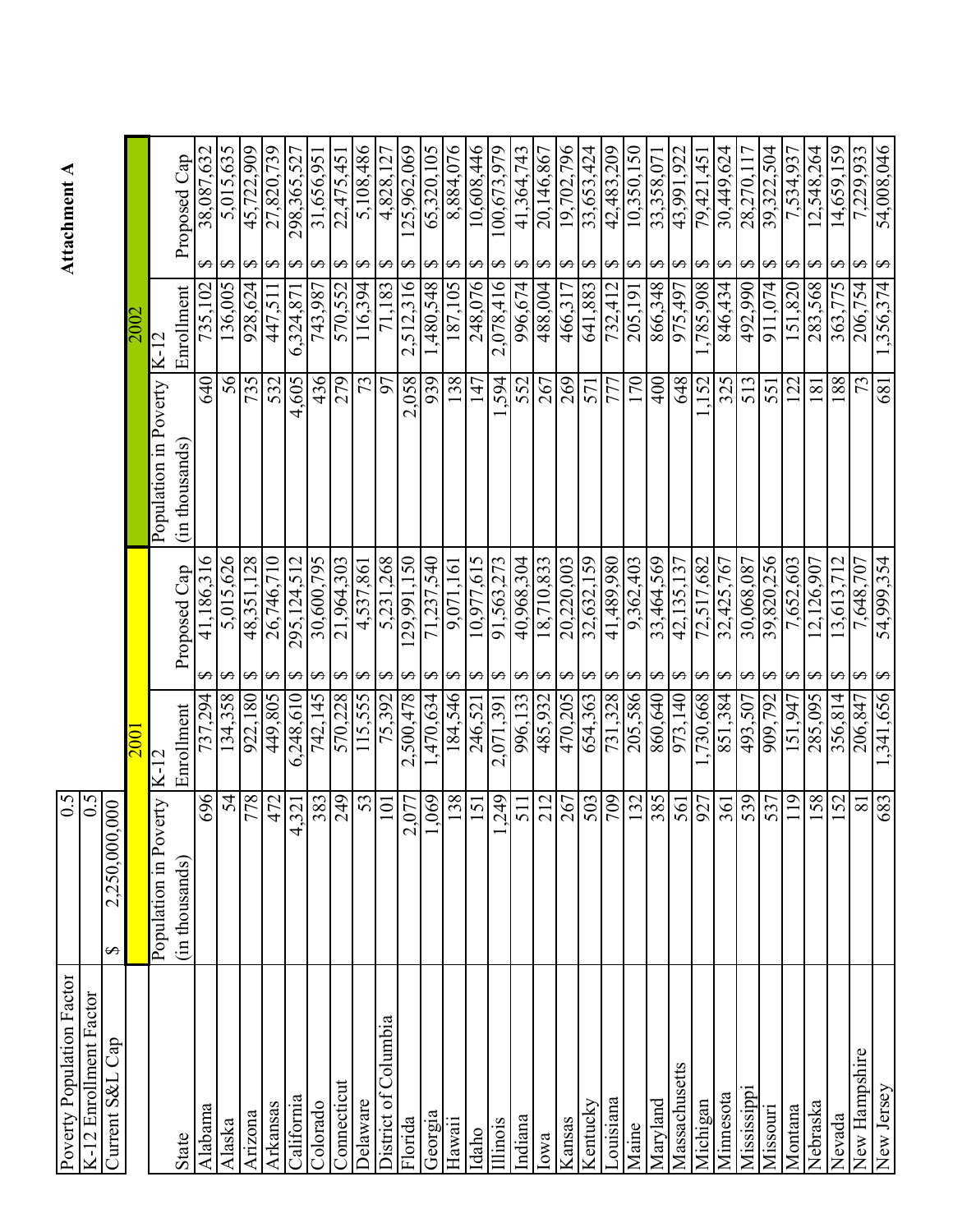**Attachment A**

| Poverty Population Factor | 0.5 |
|---|---|
| K-12 Enrollment Factor | 0.5 |
| Current S&L Cap | $ 2,250,000,000 |

| | 2001 | | | 2002 | | |
|---|---|---|---|---|---|---|
| State | Population in Poverty (in thousands) | K-12 Enrollment | Proposed Cap | Population in Poverty (in thousands) | K-12 Enrollment | Proposed Cap |
| Alabama | 696 | 737,294 | $ 41,186,316 | 640 | 735,102 | $ 38,087,632 |
| Alaska | 54 | 134,358 | $ 5,015,626 | 56 | 136,005 | $ 5,015,635 |
| Arizona | 778 | 922,180 | $ 48,351,128 | 735 | 928,624 | $ 45,722,909 |
| Arkansas | 472 | 449,805 | $ 26,746,710 | 532 | 447,511 | $ 27,820,739 |
| California | 4,321 | 6,248,610 | $ 295,124,512 | 4,605 | 6,324,871 | $ 298,365,527 |
| Colorado | 383 | 742,145 | $ 30,600,795 | 436 | 743,987 | $ 31,656,951 |
| Connecticut | 249 | 570,228 | $ 21,964,303 | 279 | 570,552 | $ 22,475,451 |
| Delaware | 53 | 115,555 | $ 4,537,861 | 73 | 116,394 | $ 5,108,486 |
| District of Columbia | 101 | 75,392 | $ 5,231,268 | 97 | 71,183 | $ 4,828,127 |
| Florida | 2,077 | 2,500,478 | $ 129,991,150 | 2,058 | 2,512,316 | $ 125,962,069 |
| Georgia | 1,069 | 1,470,634 | $ 71,237,540 | 939 | 1,480,548 | $ 65,320,105 |
| Hawaii | 138 | 184,546 | $ 9,071,161 | 138 | 187,105 | $ 8,884,076 |
| Idaho | 151 | 246,521 | $ 10,977,615 | 147 | 248,076 | $ 10,608,446 |
| Illinois | 1,249 | 2,071,391 | $ 91,563,273 | 1,594 | 2,078,416 | $ 100,673,979 |
| Indiana | 511 | 996,133 | $ 40,968,304 | 552 | 996,674 | $ 41,364,743 |
| Iowa | 212 | 485,932 | $ 18,710,833 | 267 | 488,004 | $ 20,146,867 |
| Kansas | 267 | 470,205 | $ 20,220,003 | 269 | 466,317 | $ 19,702,796 |
| Kentucky | 503 | 654,363 | $ 32,632,159 | 571 | 641,883 | $ 33,653,424 |
| Louisiana | 709 | 731,328 | $ 41,489,980 | 777 | 732,412 | $ 42,483,209 |
| Maine | 132 | 205,586 | $ 9,362,403 | 170 | 205,191 | $ 10,350,150 |
| Maryland | 385 | 860,640 | $ 33,464,569 | 400 | 866,348 | $ 33,358,071 |
| Massachusetts | 561 | 973,140 | $ 42,135,137 | 648 | 975,497 | $ 43,991,922 |
| Michigan | 927 | 1,730,668 | $ 72,517,682 | 1,152 | 1,785,908 | $ 79,421,451 |
| Minnesota | 361 | 851,384 | $ 32,425,767 | 325 | 846,434 | $ 30,449,624 |
| Mississippi | 539 | 493,507 | $ 30,068,087 | 513 | 492,990 | $ 28,270,117 |
| Missouri | 537 | 909,792 | $ 39,820,256 | 551 | 911,074 | $ 39,322,504 |
| Montana | 119 | 151,947 | $ 7,652,603 | 122 | 151,820 | $ 7,534,937 |
| Nebraska | 158 | 285,095 | $ 12,126,907 | 181 | 283,568 | $ 12,548,264 |
| Nevada | 152 | 356,814 | $ 13,613,712 | 188 | 363,775 | $ 14,659,159 |
| New Hampshire | 81 | 206,847 | $ 7,648,707 | 73 | 206,754 | $ 7,229,933 |
| New Jersey | 683 | 1,341,656 | $ 54,999,354 | 681 | 1,356,374 | $ 54,008,046 |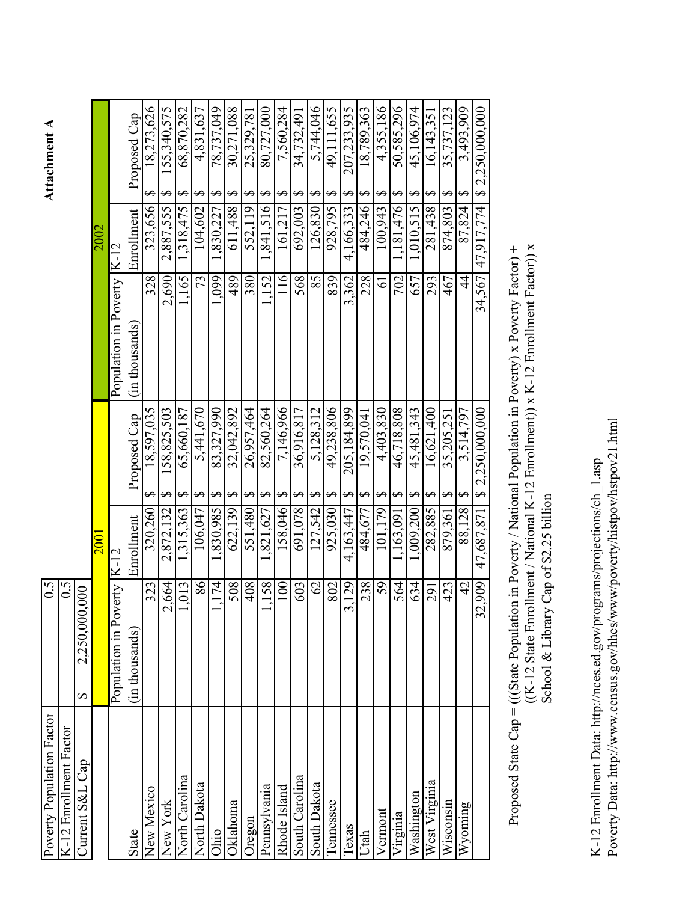**Attachment A**

| | |
|---|---|
| Poverty Population Factor | 0.5 |
| K-12 Enrollment Factor | 0.5 |
| Current S&L Cap | $ 2,250,000,000 |

| | 2001 | | | 2002 | | |
|---|---|---|---|---|---|---|
| State | Population in Poverty (in thousands) | K-12 Enrollment | Proposed Cap | Population in Poverty (in thousands) | K-12 Enrollment | Proposed Cap |
| New Mexico | 323 | 320,260 | $ 18,597,035 | 328 | 323,656 | $ 18,273,626 |
| New York | 2,664 | 2,872,132 | $ 158,825,503 | 2,690 | 2,887,555 | $ 155,340,575 |
| North Carolina | 1,013 | 1,315,363 | $ 65,660,187 | 1,165 | 1,318,475 | $ 68,870,282 |
| North Dakota | 86 | 106,047 | $ 5,441,670 | 73 | 104,602 | $ 4,831,637 |
| Ohio | 1,174 | 1,830,985 | $ 83,327,990 | 1,099 | 1,830,227 | $ 78,737,049 |
| Oklahoma | 508 | 622,139 | $ 32,042,892 | 489 | 611,488 | $ 30,271,088 |
| Oregon | 408 | 551,480 | $ 26,957,464 | 380 | 552,119 | $ 25,329,781 |
| Pennsylvania | 1,158 | 1,821,627 | $ 82,560,264 | 1,152 | 1,841,516 | $ 80,727,000 |
| Rhode Island | 100 | 158,046 | $ 7,146,966 | 116 | 161,217 | $ 7,560,284 |
| South Carolina | 603 | 691,078 | $ 36,916,817 | 568 | 692,003 | $ 34,732,491 |
| South Dakota | 62 | 127,542 | $ 5,128,312 | 85 | 126,830 | $ 5,744,046 |
| Tennessee | 802 | 925,030 | $ 49,238,806 | 839 | 928,795 | $ 49,111,655 |
| Texas | 3,129 | 4,163,447 | $ 205,184,899 | 3,362 | 4,166,333 | $ 207,233,935 |
| Utah | 238 | 484,677 | $ 19,570,041 | 228 | 484,246 | $ 18,789,363 |
| Vermont | 59 | 101,179 | $ 4,403,830 | 61 | 100,943 | $ 4,355,186 |
| Virginia | 564 | 1,163,091 | $ 46,718,808 | 702 | 1,181,476 | $ 50,585,296 |
| Washington | 634 | 1,009,200 | $ 45,481,343 | 657 | 1,010,515 | $ 45,106,974 |
| West Virginia | 291 | 282,885 | $ 16,621,400 | 293 | 281,438 | $ 16,143,351 |
| Wisconsin | 423 | 879,361 | $ 35,205,251 | 467 | 874,803 | $ 35,737,123 |
| Wyoming | 42 | 88,128 | $ 3,514,797 | 44 | 87,824 | $ 3,493,909 |
| | 32,909 | 47,687,871 | $ 2,250,000,000 | 34,567 | 47,917,774 | $ 2,250,000,000 |

Proposed State Cap = (((State Population in Poverty / National Population in Poverty) x Poverty Factor) +
((K-12 State Enrollment / National K-12 Enrollment)) x K-12 Enrollment Factor)) x
School & Library Cap of $2.25 billion

K-12 Enrollment Data: http://nces.ed.gov/programs/projections/ch_1.asp
Poverty Data: http://www.census.gov/hhes/www/poverty/histpov/hstpov21.html